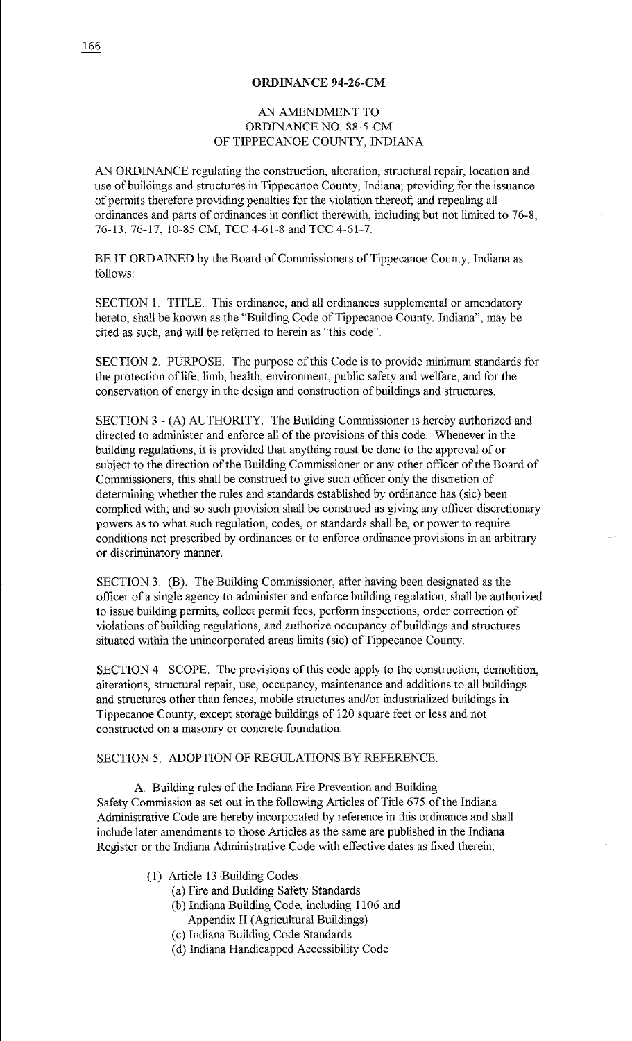## ORDINANCE 94-26-CM

### AN AMENDMENT TO ORDINANCE NO. 88-5-CM OF TIPPECANOE COUNTY, INDIANA

AN ORDINANCE regulating the construction, alteration, structural repair, location and use of buildings and structures in Tippecanoe County, Indiana; providing for the issuance of permits therefore providing penalties for the violation thereof; and repealing all ordinances and parts of ordinances in conflict therewith, including but not limited to 76-8, 76-13, 76-17, 10-85 CM, TCC 4-61-8 and TCC 4-61-7.

BE IT ORDAINED by the Board of Commissioners of Tippecanoe County, Indiana as follows:

SECTION 1. TITLE. This ordinance, and all ordinances supplemental or amendatory hereto, shall be known as the "Building Code of Tippecanoe County, Indiana", may be cited as such, and will be referred to herein as "this code".

SECTION 2. PURPOSE. The purpose of this Code is to provide minimum standards for the protection of life, limb, health, environment, public safety and welfare, and for the conservation of energy in the design and construction of buildings and structures.

SECTION 3 - (A) AUTHORITY. The Building Commissioner is hereby authorized and directed to administer and enforce all of the provisions of this code. Whenever in the building regulations, it is provided that anything must be done to the approval of or subject to the direction of the Building Commissioner or any other officer of the Board of Commissioners, this shall be construed to give such officer only the discretion of determining whether the rules and standards established by ordinance has (sic) been complied with; and so such provision shall be construed as giving any officer discretionary powers as to what such regulation, codes, or standards shall be, or power to require conditions not prescribed by ordinances or to enforce ordinance provisions in an arbitrary or discriminatory manner.

SECTION 3. (B). The Building Commissioner, after having been designated as the officer of a single agency to administer and enforce building regulation, shall be authorized to issue building permits, collect permit fees, perform inspections, order correction of violations of building regulations, and authorize occupancy of buildings and structures situated within the unincorporated areas limits (sic) of Tippecanoe County.

SECTION 4. SCOPE. The provisions of this code apply to the construction, demolition, alterations, structural repair, use, occupancy, maintenance and additions to all buildings and structures other than fences, mobile structures and/or industrialized buildings in Tippecanoe County, except storage buildings of 120 square feet or less and not constructed on a masonry or concrete foundation.

SECTION 5. ADOPTION OF REGULATIONS BY REFERENCE.

A. Building rules of the Indiana Fire Prevention and Building Safety Commission as set out in the following Articles of Title 675 of the Indiana Administrative Code are hereby incorporated by reference in this ordinance and shall include later amendments to those Articles as the same are published in the Indiana Register or the Indiana Administrative Code with effective dates as fixed therein:

(1) Article 13-Building Codes
   - (a) Fire and Building Safety Standards
   - (b) Indiana Building Code, including 1106 and Appendix II (Agricultural Buildings)
   - (c) Indiana Building Code Standards
   - (d) Indiana Handicapped Accessibility Code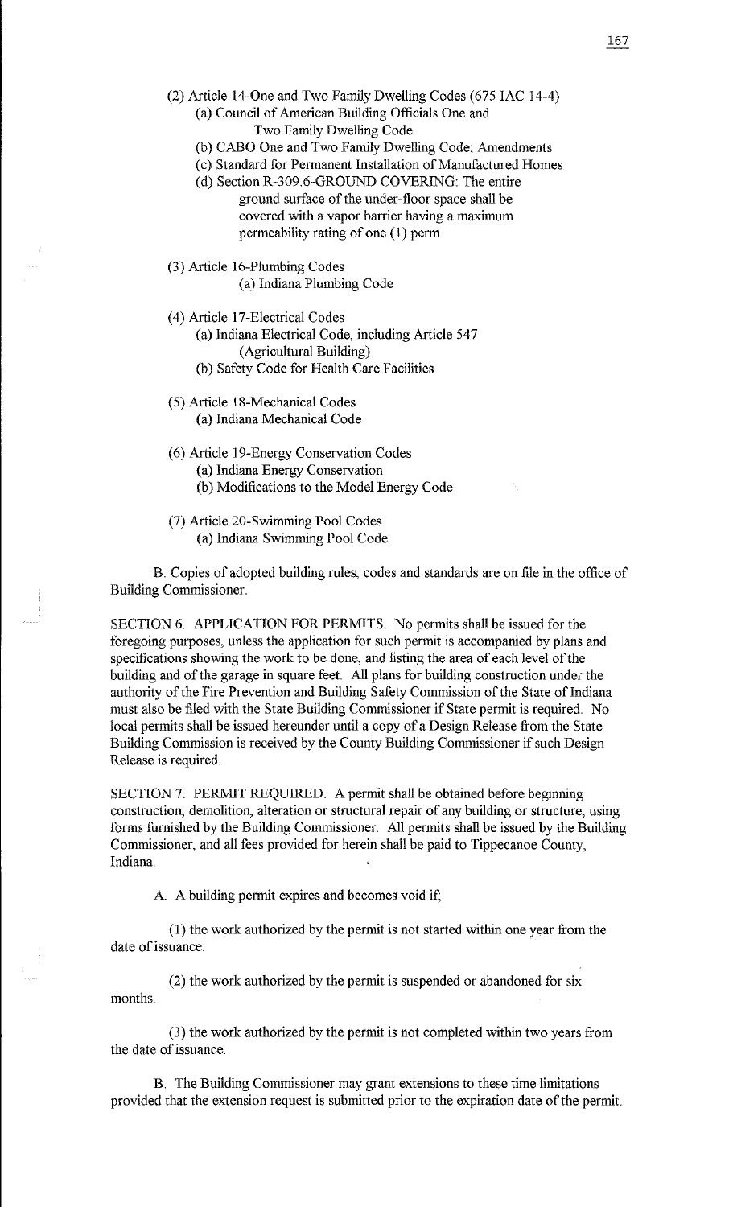(2) Article 14-One and Two Family Dwelling Codes (675 IAC 14-4)
   (a) Council of American Building Officials One and Two Family Dwelling Code
   (b) CABO One and Two Family Dwelling Code; Amendments
   (c) Standard for Permanent Installation of Manufactured Homes
   (d) Section R-309.6-GROUND COVERING: The entire ground surface of the under-floor space shall be covered with a vapor barrier having a maximum permeability rating of one (1) perm.

(3) Article 16-Plumbing Codes
   (a) Indiana Plumbing Code

(4) Article 17-Electrical Codes
   (a) Indiana Electrical Code, including Article 547 (Agricultural Building)
   (b) Safety Code for Health Care Facilities

(5) Article 18-Mechanical Codes
   (a) Indiana Mechanical Code

(6) Article 19-Energy Conservation Codes
   (a) Indiana Energy Conservation
   (b) Modifications to the Model Energy Code

(7) Article 20-Swimming Pool Codes
   (a) Indiana Swimming Pool Code

B. Copies of adopted building rules, codes and standards are on file in the office of Building Commissioner.

SECTION 6. APPLICATION FOR PERMITS. No permits shall be issued for the foregoing purposes, unless the application for such permit is accompanied by plans and specifications showing the work to be done, and listing the area of each level of the building and of the garage in square feet. All plans for building construction under the authority of the Fire Prevention and Building Safety Commission of the State of Indiana must also be filed with the State Building Commissioner if State permit is required. No local permits shall be issued hereunder until a copy of a Design Release from the State Building Commission is received by the County Building Commissioner if such Design Release is required.

SECTION 7. PERMIT REQUIRED. A permit shall be obtained before beginning construction, demolition, alteration or structural repair of any building or structure, using forms furnished by the Building Commissioner. All permits shall be issued by the Building Commissioner, and all fees provided for herein shall be paid to Tippecanoe County, Indiana.

A. A building permit expires and becomes void if;

(1) the work authorized by the permit is not started within one year from the date of issuance.

(2) the work authorized by the permit is suspended or abandoned for six months.

(3) the work authorized by the permit is not completed within two years from the date of issuance.

B. The Building Commissioner may grant extensions to these time limitations provided that the extension request is submitted prior to the expiration date of the permit.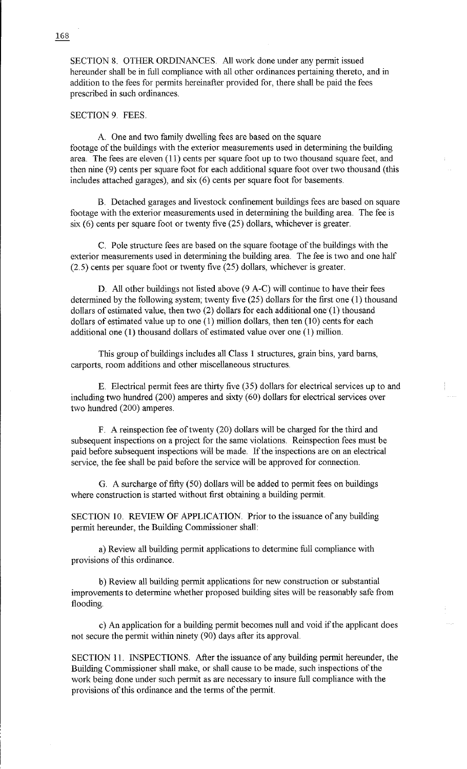SECTION 8. OTHER ORDINANCES. All work done under any permit issued hereunder shall be in full compliance with all other ordinances pertaining thereto, and in addition to the fees for permits hereinafter provided for, there shall be paid the fees prescribed in such ordinances.

SECTION 9. FEES.

A. One and two family dwelling fees are based on the square footage of the buildings with the exterior measurements used in determining the building area. The fees are eleven (11) cents per square foot up to two thousand square feet, and then nine (9) cents per square foot for each additional square foot over two thousand (this includes attached garages), and six (6) cents per square foot for basements.

B. Detached garages and livestock confinement buildings fees are based on square footage with the exterior measurements used in determining the building area. The fee is six (6) cents per square foot or twenty five (25) dollars, whichever is greater.

C. Pole structure fees are based on the square footage of the buildings with the exterior measurements used in determining the building area. The fee is two and one half (2.5) cents per square foot or twenty five (25) dollars, whichever is greater.

D. All other buildings not listed above (9 A-C) will continue to have their fees determined by the following system; twenty five (25) dollars for the first one (1) thousand dollars of estimated value, then two (2) dollars for each additional one (1) thousand dollars of estimated value up to one (1) million dollars, then ten (10) cents for each additional one (1) thousand dollars of estimated value over one (1) million.

This group of buildings includes all Class 1 structures, grain bins, yard barns, carports, room additions and other miscellaneous structures.

E. Electrical permit fees are thirty five (35) dollars for electrical services up to and including two hundred (200) amperes and sixty (60) dollars for electrical services over two hundred (200) amperes.

F. A reinspection fee of twenty (20) dollars will be charged for the third and subsequent inspections on a project for the same violations. Reinspection fees must be paid before subsequent inspections will be made. If the inspections are on an electrical service, the fee shall be paid before the service will be approved for connection.

G. A surcharge of fifty (50) dollars will be added to permit fees on buildings where construction is started without first obtaining a building permit.

SECTION 10. REVIEW OF APPLICATION. Prior to the issuance of any building permit hereunder, the Building Commissioner shall:

a) Review all building permit applications to determine full compliance with provisions of this ordinance.

b) Review all building permit applications for new construction or substantial improvements to determine whether proposed building sites will be reasonably safe from flooding.

c) An application for a building permit becomes null and void if the applicant does not secure the permit within ninety (90) days after its approval.

SECTION 11. INSPECTIONS. After the issuance of any building permit hereunder, the Building Commissioner shall make, or shall cause to be made, such inspections of the work being done under such permit as are necessary to insure full compliance with the provisions of this ordinance and the terms of the permit.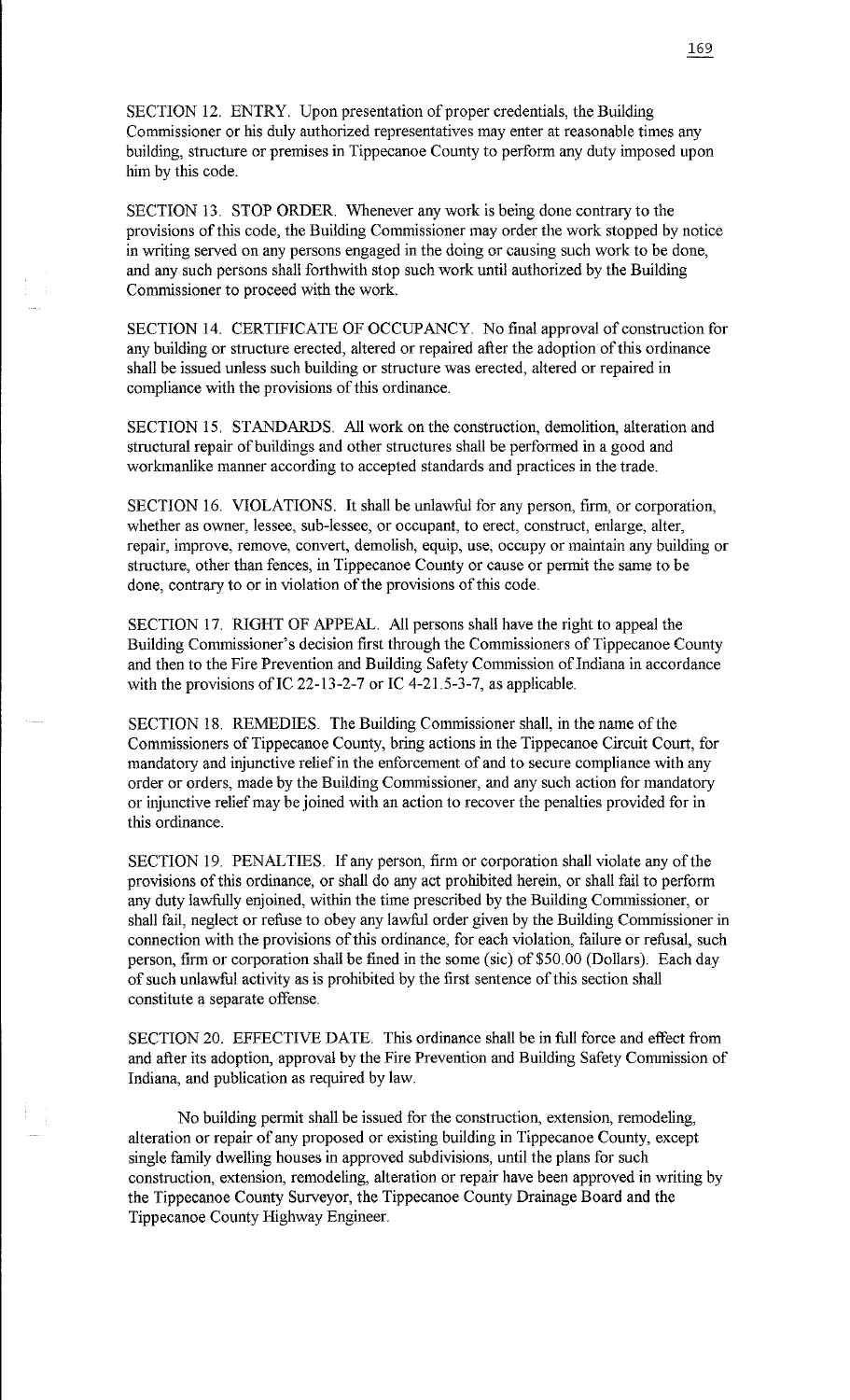SECTION 12. ENTRY. Upon presentation of proper credentials, the Building Commissioner or his duly authorized representatives may enter at reasonable times any building, structure or premises in Tippecanoe County to perform any duty imposed upon him by this code.

SECTION 13. STOP ORDER. Whenever any work is being done contrary to the provisions of this code, the Building Commissioner may order the work stopped by notice in writing served on any persons engaged in the doing or causing such work to be done, and any such persons shall forthwith stop such work until authorized by the Building Commissioner to proceed with the work.

SECTION 14. CERTIFICATE OF OCCUPANCY. No final approval of construction for any building or structure erected, altered or repaired after the adoption of this ordinance shall be issued unless such building or structure was erected, altered or repaired in compliance with the provisions of this ordinance.

SECTION 15. STANDARDS. All work on the construction, demolition, alteration and structural repair of buildings and other structures shall be performed in a good and workmanlike manner according to accepted standards and practices in the trade.

SECTION 16. VIOLATIONS. It shall be unlawful for any person, firm, or corporation, whether as owner, lessee, sub-lessee, or occupant, to erect, construct, enlarge, alter, repair, improve, remove, convert, demolish, equip, use, occupy or maintain any building or structure, other than fences, in Tippecanoe County or cause or permit the same to be done, contrary to or in violation of the provisions of this code.

SECTION 17. RIGHT OF APPEAL. All persons shall have the right to appeal the Building Commissioner's decision first through the Commissioners of Tippecanoe County and then to the Fire Prevention and Building Safety Commission of Indiana in accordance with the provisions of IC 22-13-2-7 or IC 4-21.5-3-7, as applicable.

SECTION 18. REMEDIES. The Building Commissioner shall, in the name of the Commissioners of Tippecanoe County, bring actions in the Tippecanoe Circuit Court, for mandatory and injunctive relief in the enforcement of and to secure compliance with any order or orders, made by the Building Commissioner, and any such action for mandatory or injunctive relief may be joined with an action to recover the penalties provided for in this ordinance.

SECTION 19. PENALTIES. If any person, firm or corporation shall violate any of the provisions of this ordinance, or shall do any act prohibited herein, or shall fail to perform any duty lawfully enjoined, within the time prescribed by the Building Commissioner, or shall fail, neglect or refuse to obey any lawful order given by the Building Commissioner in connection with the provisions of this ordinance, for each violation, failure or refusal, such person, firm or corporation shall be fined in the some (sic) of $50.00 (Dollars). Each day of such unlawful activity as is prohibited by the first sentence of this section shall constitute a separate offense.

SECTION 20. EFFECTIVE DATE. This ordinance shall be in full force and effect from and after its adoption, approval by the Fire Prevention and Building Safety Commission of Indiana, and publication as required by law.

No building permit shall be issued for the construction, extension, remodeling, alteration or repair of any proposed or existing building in Tippecanoe County, except single family dwelling houses in approved subdivisions, until the plans for such construction, extension, remodeling, alteration or repair have been approved in writing by the Tippecanoe County Surveyor, the Tippecanoe County Drainage Board and the Tippecanoe County Highway Engineer.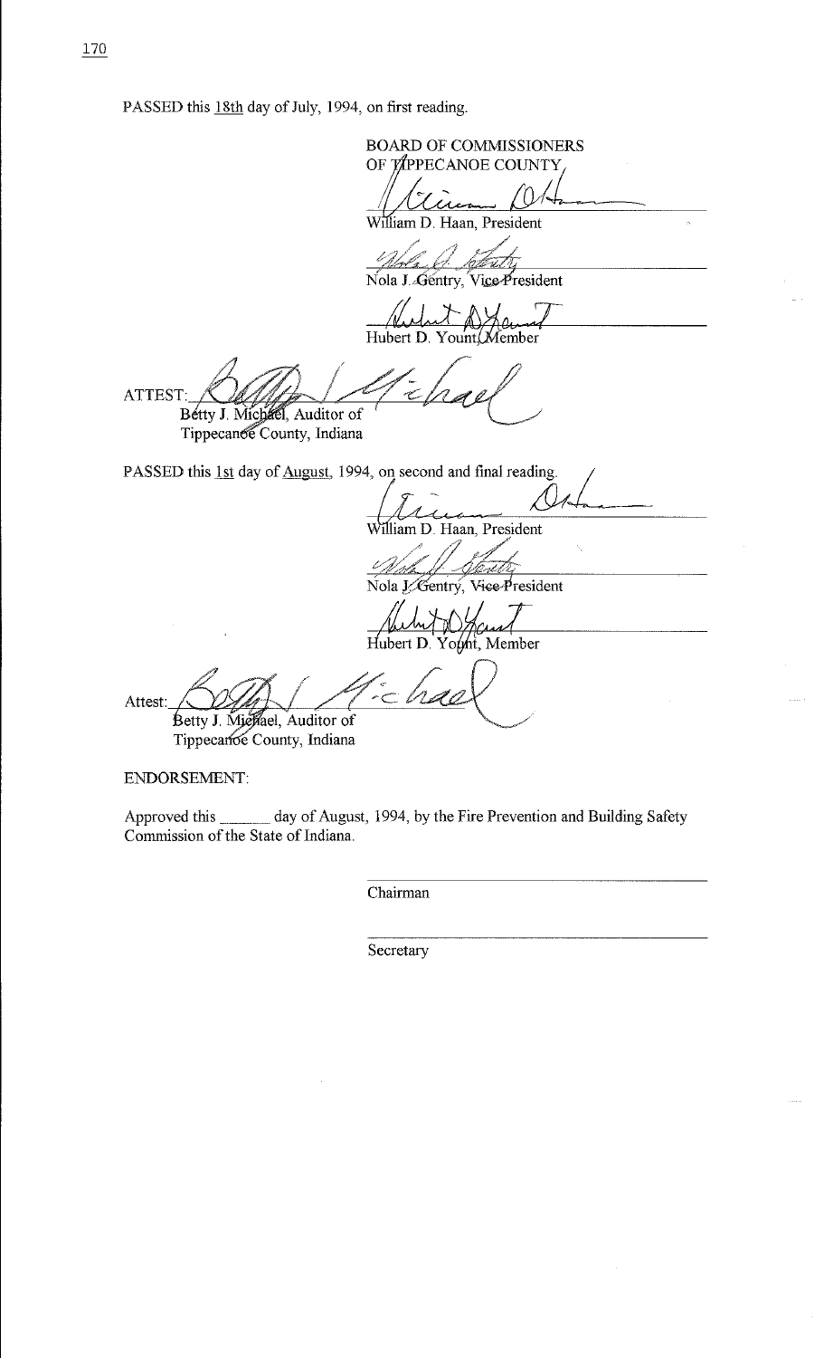PASSED this 18th day of July, 1994, on first reading.

BOARD OF COMMISSIONERS
OF TIPPECANOE COUNTY

William D. Haan, President

Nola J. Gentry, Vice-President

Hubert D. Yount, Member

ATTEST:
Betty J. Michael, Auditor of
Tippecanoe County, Indiana

PASSED this 1st day of August, 1994, on second and final reading.

William D. Haan, President

Nola J. Gentry, Vice-President

Hubert D. Yount, Member

Attest:
Betty J. Michael, Auditor of
Tippecanoe County, Indiana

ENDORSEMENT:

Approved this ______ day of August, 1994, by the Fire Prevention and Building Safety Commission of the State of Indiana.

Chairman

Secretary